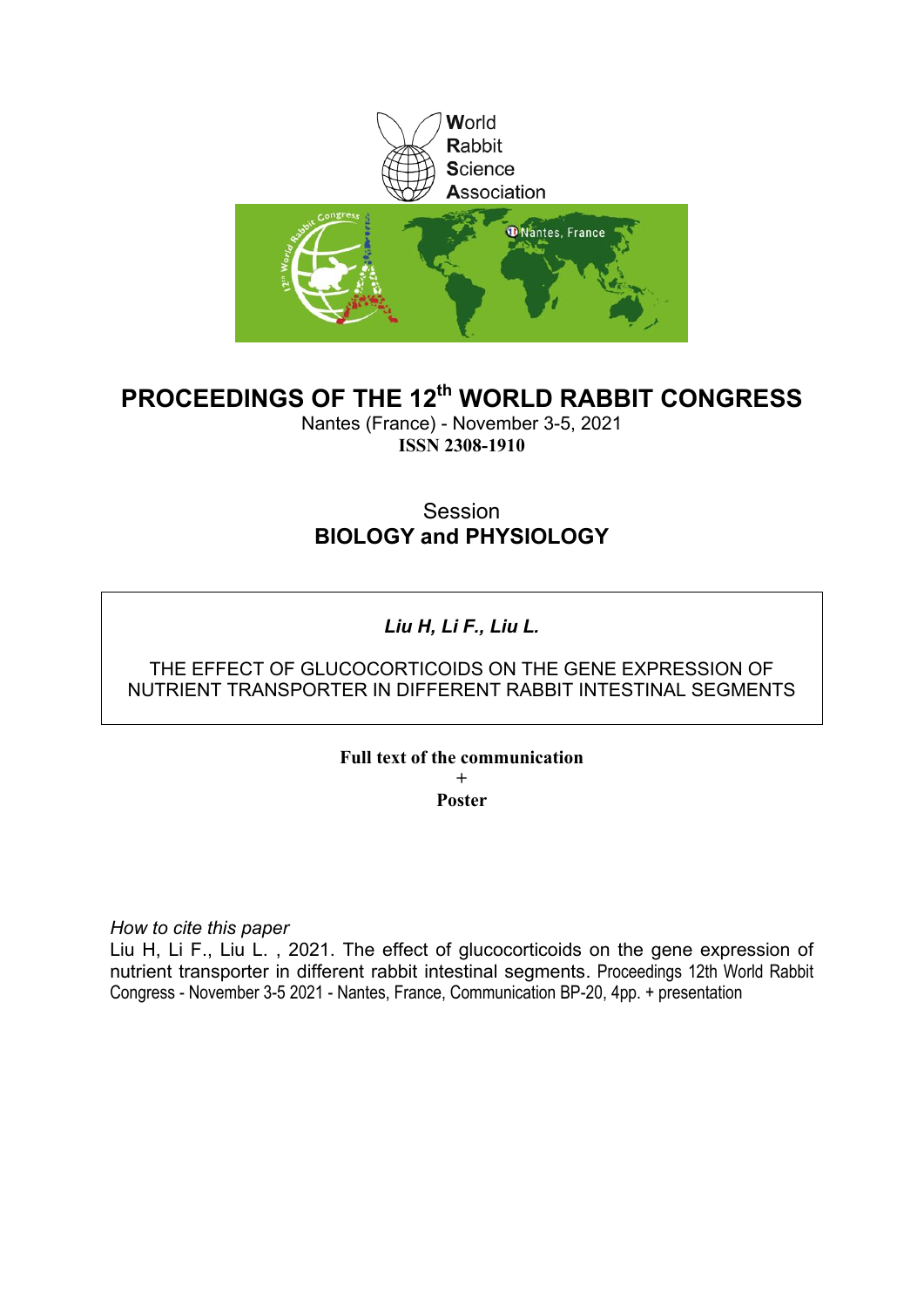World
Rabbit
Science
Association

# PROCEEDINGS OF THE 12th WORLD RABBIT CONGRESS

Nantes (France) - November 3-5, 2021

**ISSN 2308-1910**

## Session
## BIOLOGY and PHYSIOLOGY

***Liu H, Li F., Liu L.***

THE EFFECT OF GLUCOCORTICOIDS ON THE GENE EXPRESSION OF NUTRIENT TRANSPORTER IN DIFFERENT RABBIT INTESTINAL SEGMENTS

**Full text of the communication**
**+**
**Poster**

*How to cite this paper*

Liu H, Li F., Liu L. , 2021. The effect of glucocorticoids on the gene expression of nutrient transporter in different rabbit intestinal segments. Proceedings 12th World Rabbit Congress - November 3-5 2021 - Nantes, France, Communication BP-20, 4pp. + presentation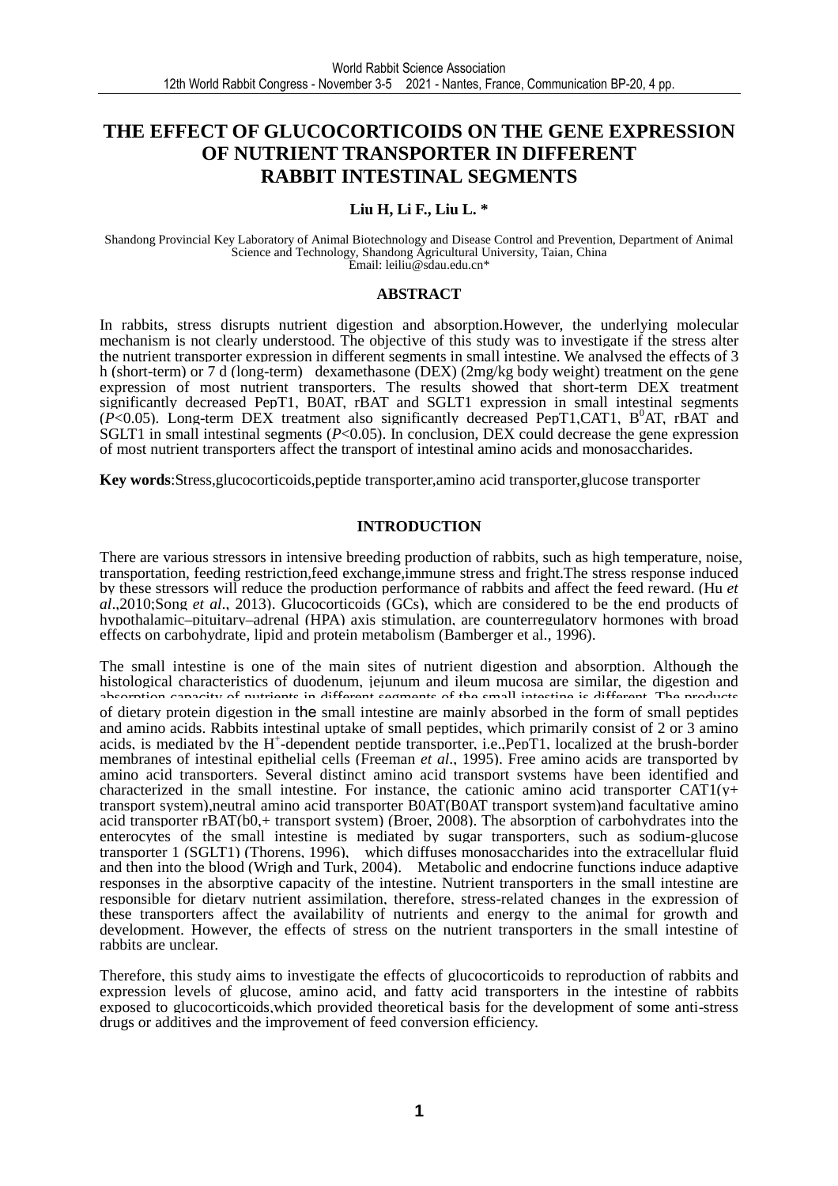# THE EFFECT OF GLUCOCORTICOIDS ON THE GENE EXPRESSION OF NUTRIENT TRANSPORTER IN DIFFERENT RABBIT INTESTINAL SEGMENTS

**Liu H, Li F., Liu L. \***

Shandong Provincial Key Laboratory of Animal Biotechnology and Disease Control and Prevention, Department of Animal Science and Technology, Shandong Agricultural University, Taian, China
Email: leiliu@sdau.edu.cn*

## ABSTRACT

In rabbits, stress disrupts nutrient digestion and absorption.However, the underlying molecular mechanism is not clearly understood. The objective of this study was to investigate if the stress alter the nutrient transporter expression in different segments in small intestine. We analysed the effects of 3 h (short-term) or 7 d (long-term) dexamethasone (DEX) (2mg/kg body weight) treatment on the gene expression of most nutrient transporters. The results showed that short-term DEX treatment significantly decreased PepT1, B0AT, rBAT and SGLT1 expression in small intestinal segments ($P$<0.05). Long-term DEX treatment also significantly decreased PepT1,CAT1, $B^0AT$, rBAT and SGLT1 in small intestinal segments ($P$<0.05). In conclusion, DEX could decrease the gene expression of most nutrient transporters affect the transport of intestinal amino acids and monosaccharides.

**Key words**:Stress,glucocorticoids,peptide transporter,amino acid transporter,glucose transporter

## INTRODUCTION

There are various stressors in intensive breeding production of rabbits, such as high temperature, noise, transportation, feeding restriction,feed exchange,immune stress and fright.The stress response induced by these stressors will reduce the production performance of rabbits and affect the feed reward. (Hu *et al*.,2010;Song *et al*., 2013). Glucocorticoids (GCs), which are considered to be the end products of hypothalamic–pituitary–adrenal (HPA) axis stimulation, are counterregulatory hormones with broad effects on carbohydrate, lipid and protein metabolism (Bamberger et al., 1996).

The small intestine is one of the main sites of nutrient digestion and absorption. Although the histological characteristics of duodenum, jejunum and ileum mucosa are similar, the digestion and absorption capacity of nutrients in different segments of the small intestine is different. The products of dietary protein digestion in the small intestine are mainly absorbed in the form of small peptides and amino acids. Rabbits intestinal uptake of small peptides, which primarily consist of 2 or 3 amino acids, is mediated by the $H^+$-dependent peptide transporter, i.e.,PepT1, localized at the brush-border membranes of intestinal epithelial cells (Freeman *et al*., 1995). Free amino acids are transported by amino acid transporters. Several distinct amino acid transport systems have been identified and characterized in the small intestine. For instance, the cationic amino acid transporter CAT1(y+ transport system),neutral amino acid transporter B0AT(B0AT transport system)and facultative amino acid transporter rBAT(b0,+ transport system) (Broer, 2008). The absorption of carbohydrates into the enterocytes of the small intestine is mediated by sugar transporters, such as sodium-glucose transporter 1 (SGLT1) (Thorens, 1996), which diffuses monosaccharides into the extracellular fluid and then into the blood (Wrigh and Turk, 2004). Metabolic and endocrine functions induce adaptive responses in the absorptive capacity of the intestine. Nutrient transporters in the small intestine are responsible for dietary nutrient assimilation, therefore, stress-related changes in the expression of these transporters affect the availability of nutrients and energy to the animal for growth and development. However, the effects of stress on the nutrient transporters in the small intestine of rabbits are unclear.

Therefore, this study aims to investigate the effects of glucocorticoids to reproduction of rabbits and expression levels of glucose, amino acid, and fatty acid transporters in the intestine of rabbits exposed to glucocorticoids,which provided theoretical basis for the development of some anti-stress drugs or additives and the improvement of feed conversion efficiency.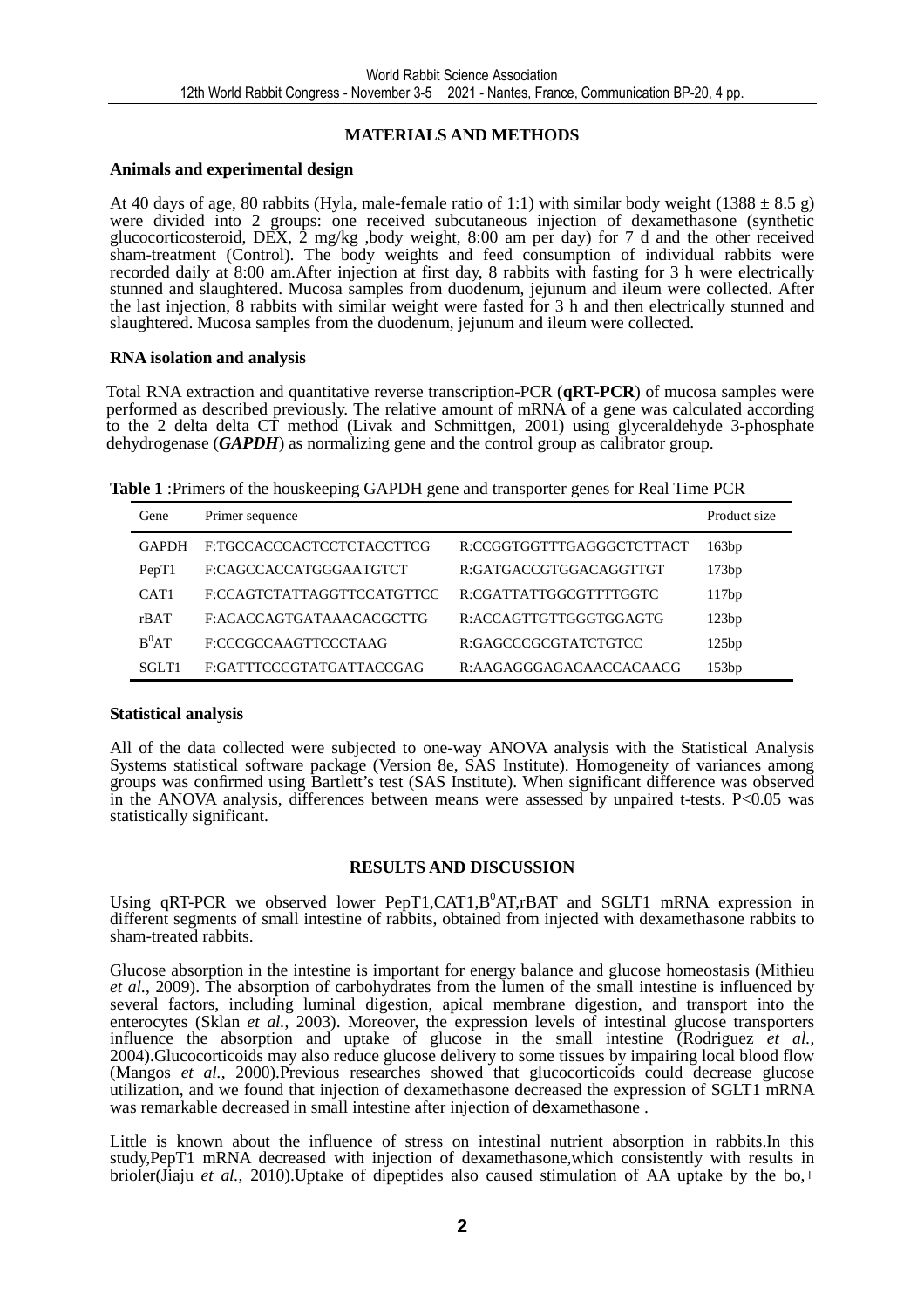## MATERIALS AND METHODS

### Animals and experimental design

At 40 days of age, 80 rabbits (Hyla, male-female ratio of 1:1) with similar body weight (1388 ± 8.5 g) were divided into 2 groups: one received subcutaneous injection of dexamethasone (synthetic glucocorticosteroid, DEX, 2 mg/kg ,body weight, 8:00 am per day) for 7 d and the other received sham-treatment (Control). The body weights and feed consumption of individual rabbits were recorded daily at 8:00 am.After injection at first day, 8 rabbits with fasting for 3 h were electrically stunned and slaughtered. Mucosa samples from duodenum, jejunum and ileum were collected. After the last injection, 8 rabbits with similar weight were fasted for 3 h and then electrically stunned and slaughtered. Mucosa samples from the duodenum, jejunum and ileum were collected.

### RNA isolation and analysis

Total RNA extraction and quantitative reverse transcription-PCR (**qRT-PCR**) of mucosa samples were performed as described previously. The relative amount of mRNA of a gene was calculated according to the 2 delta delta CT method (Livak and Schmittgen, 2001) using glyceraldehyde 3-phosphate dehydrogenase (***GAPDH***) as normalizing gene and the control group as calibrator group.

**Table 1** :Primers of the houskeeping GAPDH gene and transporter genes for Real Time PCR

| Gene | Primer sequence | | Product size |
|---|---|---|---|
| GAPDH | F:TGCCACCCACTCCTCTACCTTCG | R:CCGGTGGTTTGAGGGCTCTTACT | 163bp |
| PepT1 | F:CAGCCACCATGGGAATGTCT | R:GATGACCGTGGACAGGTTGT | 173bp |
| CAT1 | F:CCAGTCTATTAGGTTCCATGTTCC | R:CGATTATTGGCGTTTTGGTC | 117bp |
| rBAT | F:ACACCAGTGATAAACACGCTTG | R:ACCAGTTGTTGGGTGGAGTG | 123bp |
| $B^0AT$ | F:CCCGCCAAGTTCCCTAAG | R:GAGCCCGCGTATCTGTCC | 125bp |
| SGLT1 | F:GATTTCCCGTATGATTACCGAG | R:AAGAGGGAGACAACCACAACG | 153bp |

### Statistical analysis

All of the data collected were subjected to one-way ANOVA analysis with the Statistical Analysis Systems statistical software package (Version 8e, SAS Institute). Homogeneity of variances among groups was confirmed using Bartlett's test (SAS Institute). When significant difference was observed in the ANOVA analysis, differences between means were assessed by unpaired t-tests. $P<0.05$ was statistically significant.

## RESULTS AND DISCUSSION

Using qRT-PCR we observed lower PepT1,CAT1,$B^0$AT,rBAT and SGLT1 mRNA expression in different segments of small intestine of rabbits, obtained from injected with dexamethasone rabbits to sham-treated rabbits.

Glucose absorption in the intestine is important for energy balance and glucose homeostasis (Mithieu *et al.*, 2009). The absorption of carbohydrates from the lumen of the small intestine is influenced by several factors, including luminal digestion, apical membrane digestion, and transport into the enterocytes (Sklan *et al.*, 2003). Moreover, the expression levels of intestinal glucose transporters influence the absorption and uptake of glucose in the small intestine (Rodriguez *et al.*, 2004).Glucocorticoids may also reduce glucose delivery to some tissues by impairing local blood flow (Mangos *et al.*, 2000).Previous researches showed that glucocorticoids could decrease glucose utilization, and we found that injection of dexamethasone decreased the expression of SGLT1 mRNA was remarkable decreased in small intestine after injection of dexamethasone .

Little is known about the influence of stress on intestinal nutrient absorption in rabbits.In this study,PepT1 mRNA decreased with injection of dexamethasone,which consistently with results in brioler(Jiaju *et al.*, 2010).Uptake of dipeptides also caused stimulation of AA uptake by the bo,+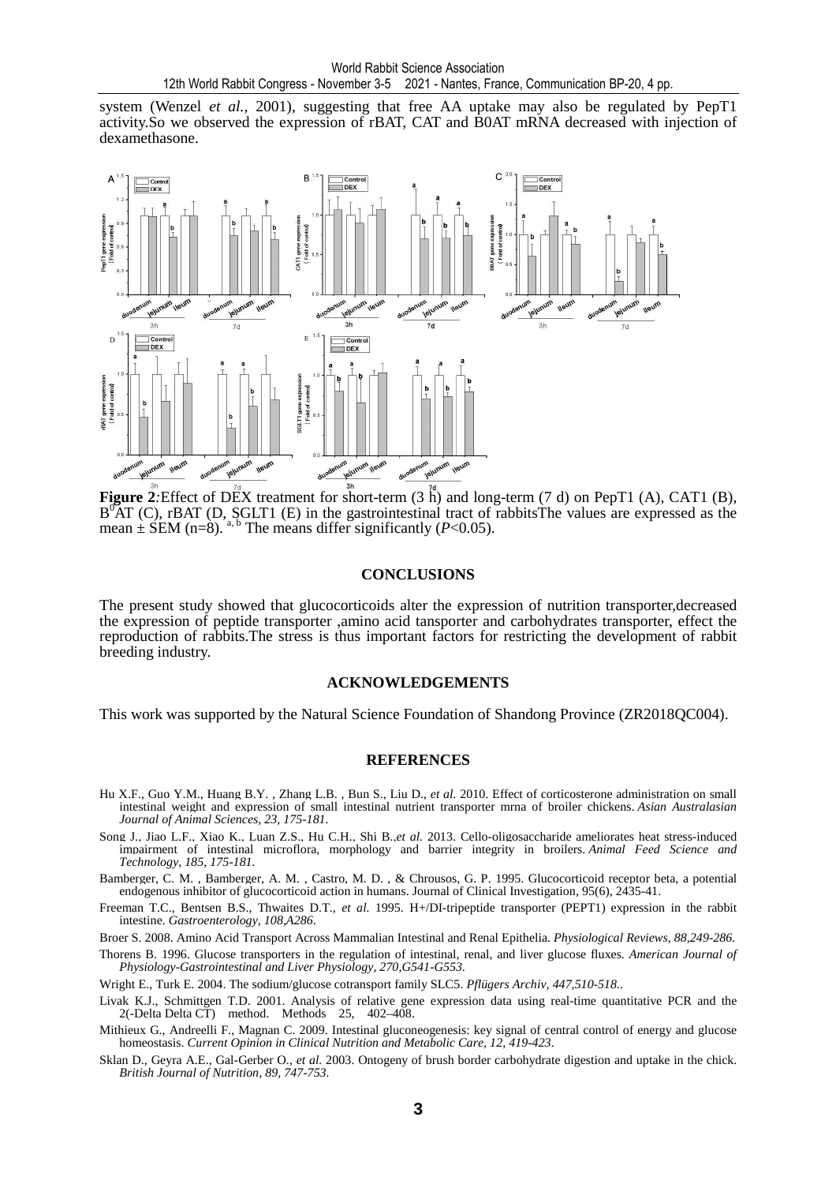system (Wenzel *et al.*, 2001), suggesting that free AA uptake may also be regulated by PepT1 activity.So we observed the expression of rBAT, CAT and B0AT mRNA decreased with injection of dexamethasone.

**Figure 2**:Effect of DEX treatment for short-term (3 h) and long-term (7 d) on PepT1 (A), CAT1 (B), $B^0AT$ (C), rBAT (D, SGLT1 (E) in the gastrointestinal tract of rabbitsThe values are expressed as the mean ± SEM (n=8). [a, b] The means differ significantly ($P<0.05$).

## CONCLUSIONS

The present study showed that glucocorticoids alter the expression of nutrition transporter,decreased the expression of peptide transporter ,amino acid tansporter and carbohydrates transporter, effect the reproduction of rabbits.The stress is thus important factors for restricting the development of rabbit breeding industry.

## ACKNOWLEDGEMENTS

This work was supported by the Natural Science Foundation of Shandong Province (ZR2018QC004).

## REFERENCES

Hu X.F., Guo Y.M., Huang B.Y. , Zhang L.B. , Bun S., Liu D., *et al.* 2010. Effect of corticosterone administration on small intestinal weight and expression of small intestinal nutrient transporter mrna of broiler chickens. *Asian Australasian Journal of Animal Sciences, 23, 175-181.*

Song J., Jiao L.F., Xiao K., Luan Z.S., Hu C.H., Shi B.,*et al.* 2013. Cello-oligosaccharide ameliorates heat stress-induced impairment of intestinal microflora, morphology and barrier integrity in broilers. *Animal Feed Science and Technology, 185, 175-181.*

Bamberger, C. M. , Bamberger, A. M. , Castro, M. D. , & Chrousos, G. P. 1995. Glucocorticoid receptor beta, a potential endogenous inhibitor of glucocorticoid action in humans. Journal of Clinical Investigation, 95(6), 2435-41.

Freeman T.C., Bentsen B.S., Thwaites D.T., *et al.* 1995. H+/DI-tripeptide transporter (PEPT1) expression in the rabbit intestine. *Gastroenterology, 108,A286.*

Broer S. 2008. Amino Acid Transport Across Mammalian Intestinal and Renal Epithelia. *Physiological Reviews, 88,249-286.*

Thorens B. 1996. Glucose transporters in the regulation of intestinal, renal, and liver glucose fluxes. *American Journal of Physiology-Gastrointestinal and Liver Physiology, 270,G541-G553.*

Wright E., Turk E. 2004. The sodium/glucose cotransport family SLC5. *Pflügers Archiv, 447,510-518.*.

Livak K.J., Schmittgen T.D. 2001. Analysis of relative gene expression data using real-time quantitative PCR and the 2(-Delta Delta CT) method. Methods 25, 402–408.

Mithieux G., Andreelli F., Magnan C. 2009. Intestinal gluconeogenesis: key signal of central control of energy and glucose homeostasis. *Current Opinion in Clinical Nutrition and Metabolic Care, 12, 419-423.*

Sklan D., Geyra A.E., Gal-Gerber O., *et al.* 2003. Ontogeny of brush border carbohydrate digestion and uptake in the chick. *British Journal of Nutrition, 89, 747-753.*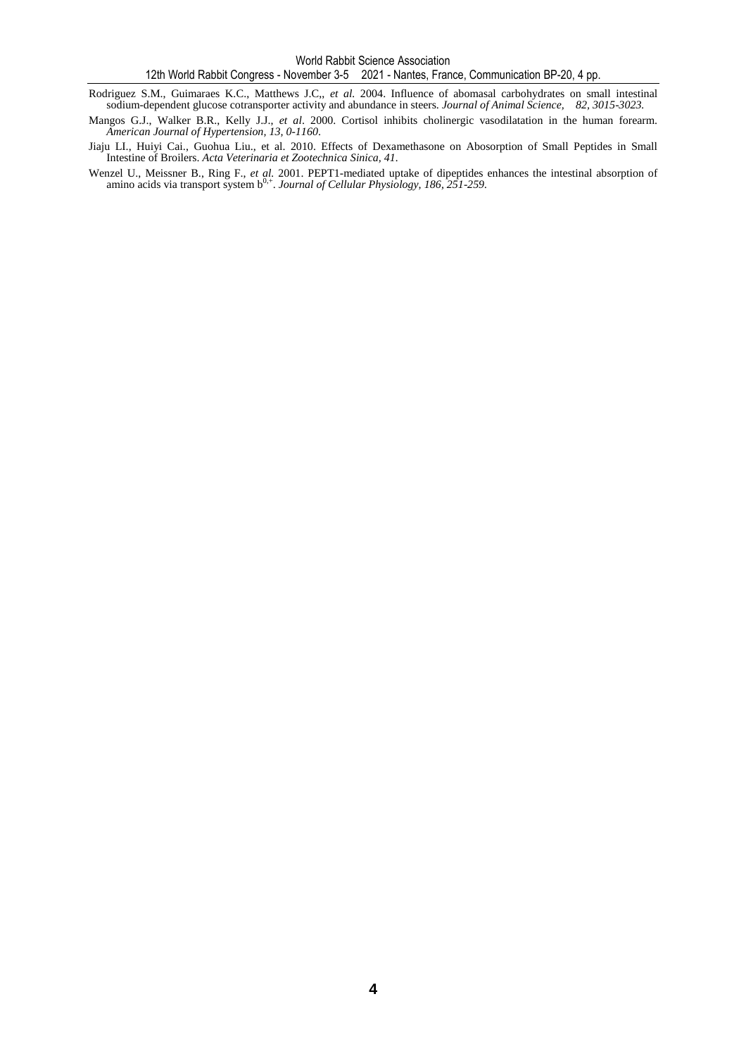Rodriguez S.M., Guimaraes K.C., Matthews J.C,, *et al.* 2004. Influence of abomasal carbohydrates on small intestinal sodium-dependent glucose cotransporter activity and abundance in steers. *Journal of Animal Science, 82, 3015-3023.*

Mangos G.J., Walker B.R., Kelly J.J., *et al*. 2000. Cortisol inhibits cholinergic vasodilatation in the human forearm. *American Journal of Hypertension, 13, 0-1160.*

Jiaju LI., Huiyi Cai., Guohua Liu., et al. 2010. Effects of Dexamethasone on Abosorption of Small Peptides in Small Intestine of Broilers. *Acta Veterinaria et Zootechnica Sinica, 41*.

Wenzel U., Meissner B., Ring F., *et al.* 2001. PEPT1-mediated uptake of dipeptides enhances the intestinal absorption of amino acids via transport system $b^{0,+}$. *Journal of Cellular Physiology, 186, 251-259.*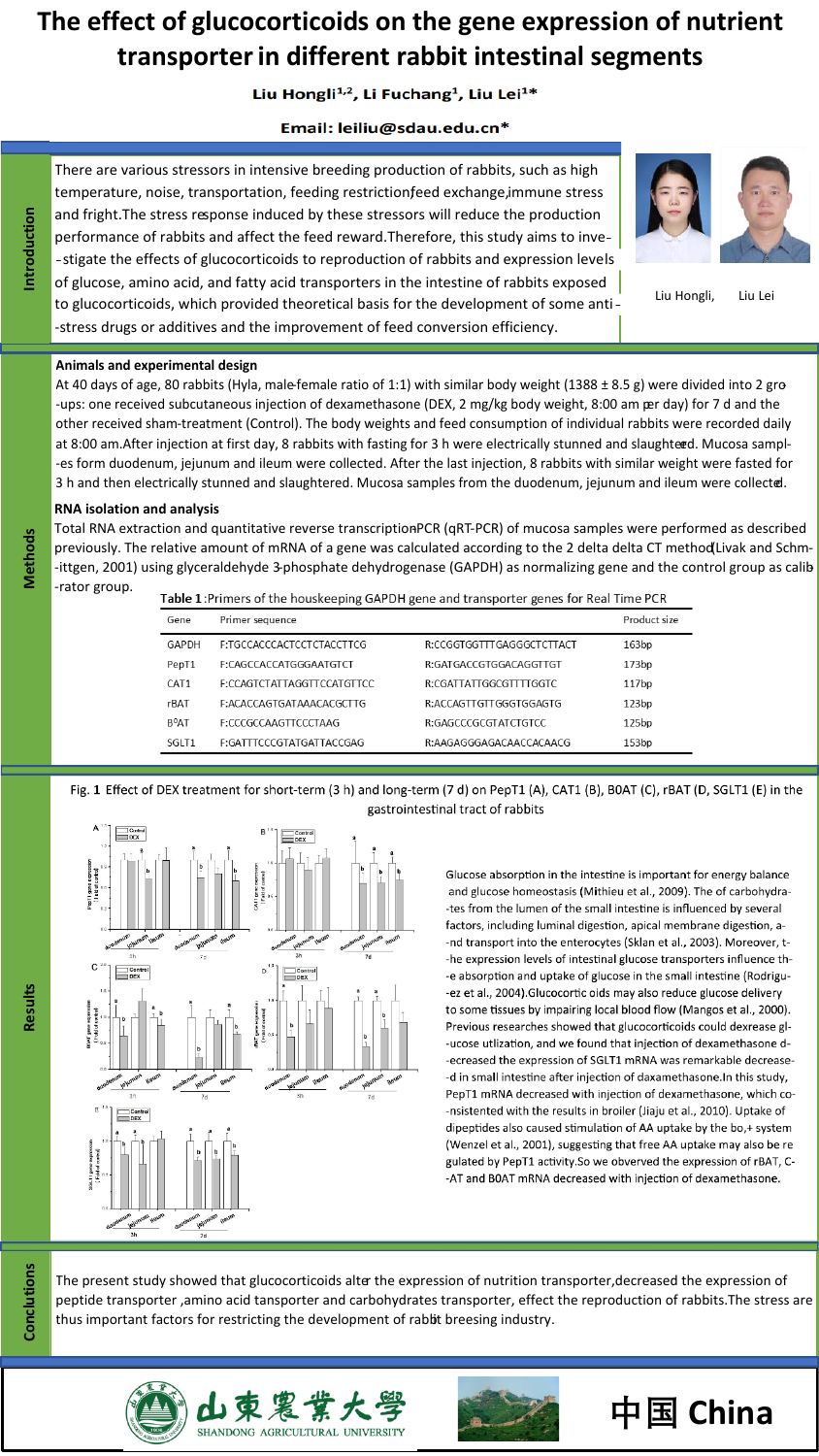# The effect of glucocorticoids on the gene expression of nutrient transporter in different rabbit intestinal segments

Liu Hongli[1,2], Li Fuchang[1], Liu Lei[1]*

Email: leiliu@sdau.edu.cn*

## Introduction

There are various stressors in intensive breeding production of rabbits, such as high temperature, noise, transportation, feeding restriction,feed exchange,immune stress and fright.The stress response induced by these stressors will reduce the production performance of rabbits and affect the feed reward.Therefore, this study aims to investigate the effects of glucocorticoids to reproduction of rabbits and expression levels of glucose, amino acid, and fatty acid transporters in the intestine of rabbits exposed to glucocorticoids, which provided theoretical basis for the development of some anti-stress drugs or additives and the improvement of feed conversion efficiency.

Liu Hongli, Liu Lei

## Methods

### Animals and experimental design

At 40 days of age, 80 rabbits (Hyla, male-female ratio of 1:1) with similar body weight (1388 ± 8.5 g) were divided into 2 groups: one received subcutaneous injection of dexamethasone (DEX, 2 mg/kg body weight, 8:00 am per day) for 7 d and the other received sham-treatment (Control). The body weights and feed consumption of individual rabbits were recorded daily at 8:00 am.After injection at first day, 8 rabbits with fasting for 3 h were electrically stunned and slaughtered. Mucosa samples form duodenum, jejunum and ileum were collected. After the last injection, 8 rabbits with similar weight were fasted for 3 h and then electrically stunned and slaughtered. Mucosa samples from the duodenum, jejunum and ileum were collected.

### RNA isolation and analysis

Total RNA extraction and quantitative reverse transcription-PCR (qRT-PCR) of mucosa samples were performed as described previously. The relative amount of mRNA of a gene was calculated according to the 2 delta delta CT method(Livak and Schmittgen, 2001) using glyceraldehyde 3-phosphate dehydrogenase (GAPDH) as normalizing gene and the control group as calibrator group.

Table 1 :Primers of the houskeeping GAPDH gene and transporter genes for Real Time PCR

| Gene | Primer sequence | | Product size |
|---|---|---|---|
| GAPDH | F:TGCCACCCACTCCTCTACCTTCG | R:CCGGTGGTTTGAGGGCTCTTACT | 163bp |
| PepT1 | F:CAGCCACCATGGGAATGTCT | R:GATGACCGTGGACAGGTTGT | 173bp |
| CAT1 | F:CCAGTCTATTAGGTTCCATGTTCC | R:CGATTATTGGCGTTTTGGTC | 117bp |
| rBAT | F:ACACCAGTGATAAACACGCTTG | R:ACCAGTTGTTGGGTGGAGTG | 123bp |
| B⁰AT | F:CCCGCCAAGTTCCCTAAG | R:GAGCCCGCGTATCTGTCC | 125bp |
| SGLT1 | F:GATTTCCCGTATGATTACCGAG | R:AAGAGGGAGACAACCACAACG | 153bp |

## Results

Fig. 1 Effect of DEX treatment for short-term (3 h) and long-term (7 d) on PepT1 (A), CAT1 (B), B0AT (C), rBAT (D, SGLT1 (E) in the gastrointestinal tract of rabbits

Glucose absorption in the intestine is important for energy balance and glucose homeostasis (Mithieu et al., 2009). The of carbohydrates from the lumen of the small intestine is influenced by several factors, including luminal digestion, apical membrane digestion, and transport into the enterocytes (Sklan et al., 2003). Moreover, the expression levels of intestinal glucose transporters influence the absorption and uptake of glucose in the small intestine (Rodriguez et al., 2004).Glucocortic oids may also reduce glucose delivery to some tissues by impairing local blood flow (Mangos et al., 2000). Previous researches showed that glucocorticoids could dexrease glucose utilization, and we found that injection of dexamethasone decreased the expression of SGLT1 mRNA was remarkable decreased in small intestine after injection of daxamethasone.In this study, PepT1 mRNA decreased with injection of dexamethasone, which consistented with the results in broiler (Jiaju et al., 2010). Uptake of dipeptides also caused stimulation of AA uptake by the bo,+ system (Wenzel et al., 2001), suggesting that free AA uptake may also be regulated by PepT1 activity.So we observed the expression of rBAT, CAT and B0AT mRNA decreased with injection of dexamethasone.

## Conclutions

The present study showed that glucocorticoids alter the expression of nutrition transporter,decreased the expression of peptide transporter ,amino acid tansporter and carbohydrates transporter, effect the reproduction of rabbits.The stress are thus important factors for restricting the development of rabbit breesing industry.

山東農業大學 SHANDONG AGRICULTURAL UNIVERSITY

中国 China